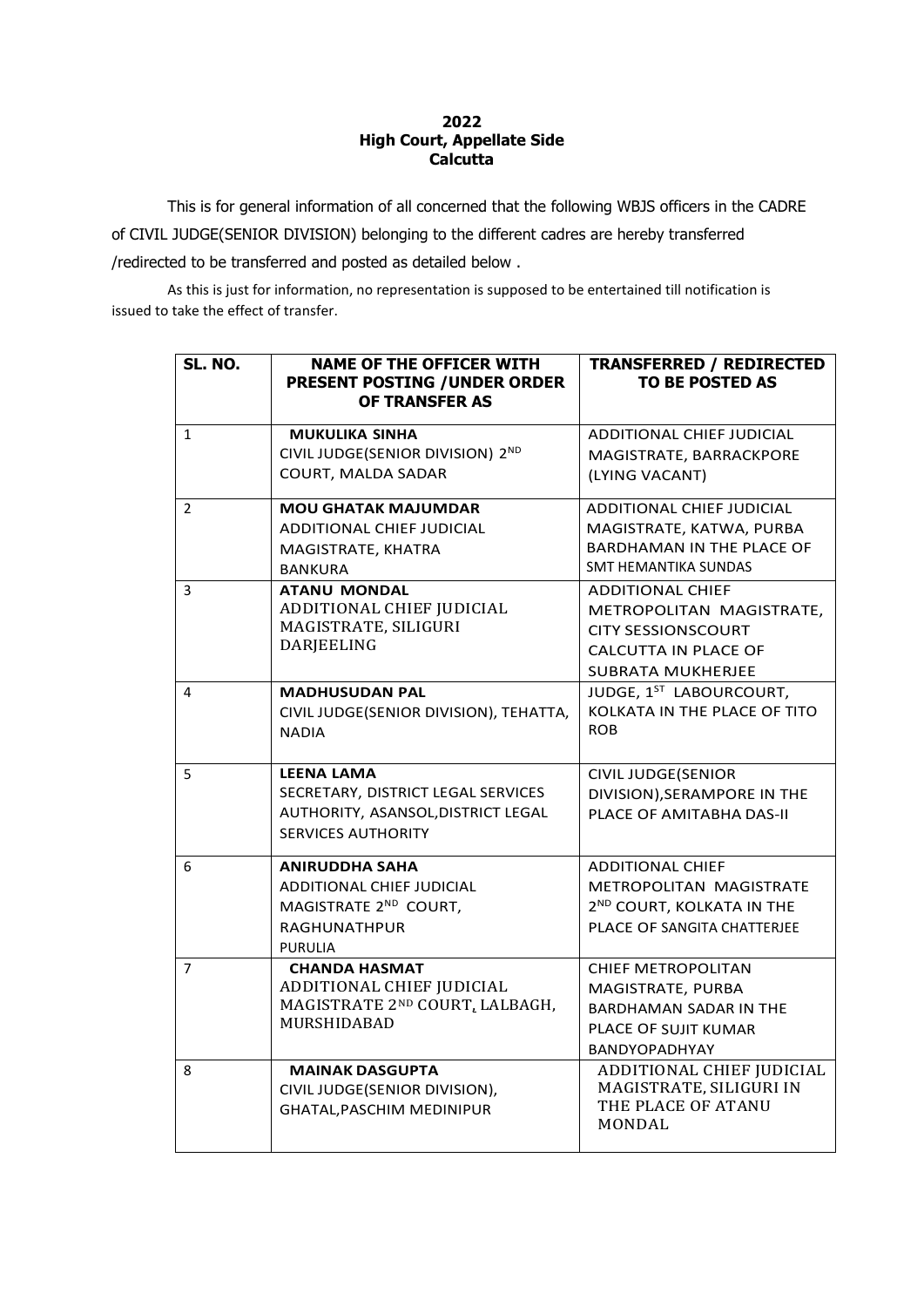**2022**
**High Court, Appellate Side**
**Calcutta**

This is for general information of all concerned that the following WBJS officers in the CADRE of CIVIL JUDGE(SENIOR DIVISION) belonging to the different cadres are hereby transferred /redirected to be transferred and posted as detailed below .

As this is just for information, no representation is supposed to be entertained till notification is issued to take the effect of transfer.

| SL. NO. | NAME OF THE OFFICER WITH PRESENT POSTING /UNDER ORDER OF TRANSFER AS | TRANSFERRED / REDIRECTED TO BE POSTED AS |
|---|---|---|
| 1 | **MUKULIKA SINHA** CIVIL JUDGE(SENIOR DIVISION) 2ND COURT, MALDA SADAR | ADDITIONAL CHIEF JUDICIAL MAGISTRATE, BARRACKPORE (LYING VACANT) |
| 2 | **MOU GHATAK MAJUMDAR** ADDITIONAL CHIEF JUDICIAL MAGISTRATE, KHATRA BANKURA | ADDITIONAL CHIEF JUDICIAL MAGISTRATE, KATWA, PURBA BARDHAMAN IN THE PLACE OF SMT HEMANTIKA SUNDAS |
| 3 | **ATANU MONDAL** ADDITIONAL CHIEF JUDICIAL MAGISTRATE, SILIGURI DARJEELING | ADDITIONAL CHIEF METROPOLITAN MAGISTRATE, CITY SESSIONSCOURT CALCUTTA IN PLACE OF SUBRATA MUKHERJEE |
| 4 | **MADHUSUDAN PAL** CIVIL JUDGE(SENIOR DIVISION), TEHATTA, NADIA | JUDGE, 1ST LABOURCOURT, KOLKATA IN THE PLACE OF TITO ROB |
| 5 | **LEENA LAMA** SECRETARY, DISTRICT LEGAL SERVICES AUTHORITY, ASANSOL,DISTRICT LEGAL SERVICES AUTHORITY | CIVIL JUDGE(SENIOR DIVISION),SERAMPORE IN THE PLACE OF AMITABHA DAS-II |
| 6 | **ANIRUDDHA SAHA** ADDITIONAL CHIEF JUDICIAL MAGISTRATE 2ND COURT, RAGHUNATHPUR PURULIA | ADDITIONAL CHIEF METROPOLITAN MAGISTRATE 2ND COURT, KOLKATA IN THE PLACE OF SANGITA CHATTERJEE |
| 7 | **CHANDA HASMAT** ADDITIONAL CHIEF JUDICIAL MAGISTRATE 2ND COURT, LALBAGH, MURSHIDABAD | CHIEF METROPOLITAN MAGISTRATE, PURBA BARDHAMAN SADAR IN THE PLACE OF SUJIT KUMAR BANDYOPADHYAY |
| 8 | **MAINAK DASGUPTA** CIVIL JUDGE(SENIOR DIVISION), GHATAL,PASCHIM MEDINIPUR | ADDITIONAL CHIEF JUDICIAL MAGISTRATE, SILIGURI IN THE PLACE OF ATANU MONDAL |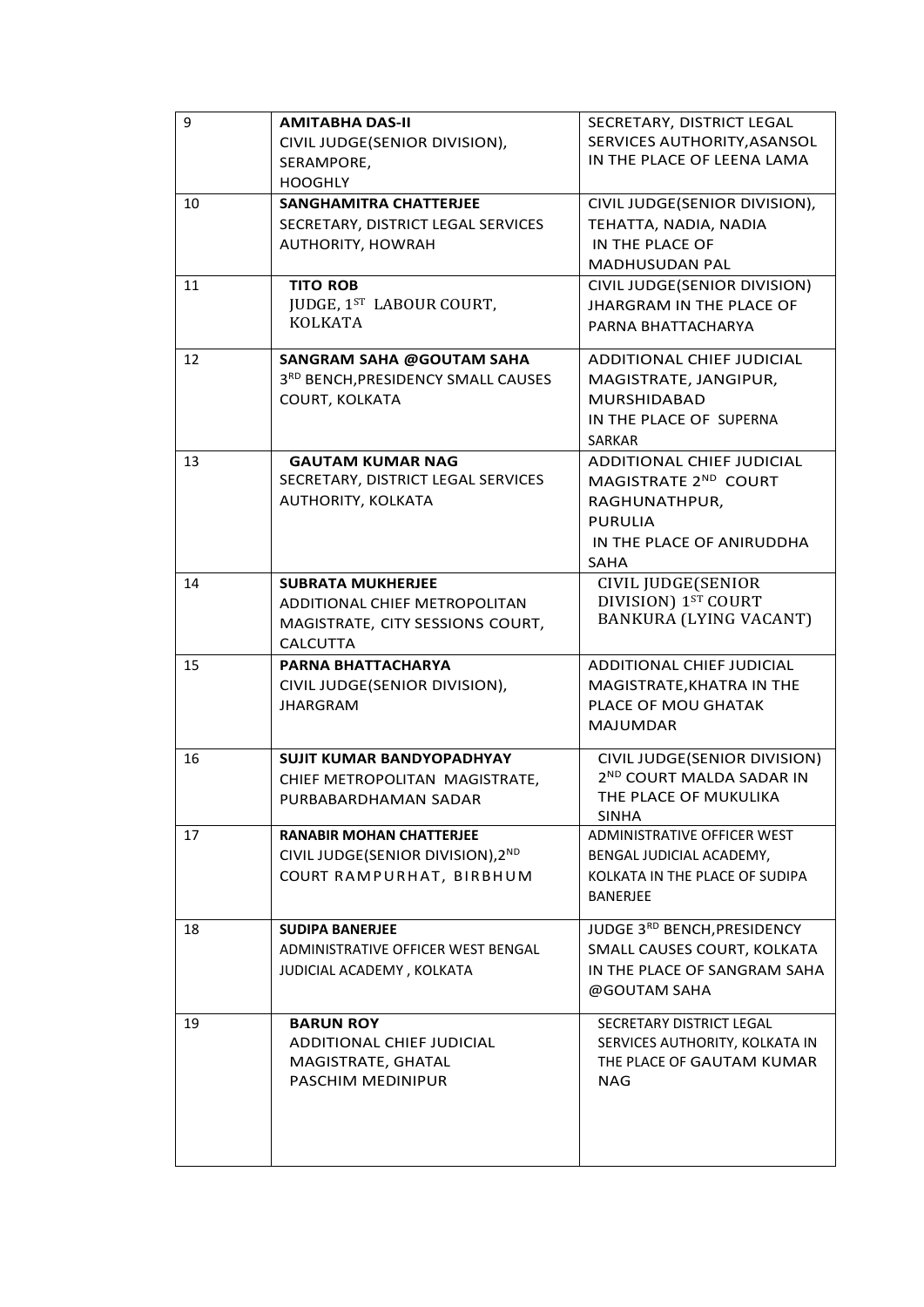| | | |
|---|---|---|
| 9 | **AMITABHA DAS-II** CIVIL JUDGE(SENIOR DIVISION), SERAMPORE, HOOGHLY | SECRETARY, DISTRICT LEGAL SERVICES AUTHORITY,ASANSOL IN THE PLACE OF LEENA LAMA |
| 10 | **SANGHAMITRA CHATTERJEE** SECRETARY, DISTRICT LEGAL SERVICES AUTHORITY, HOWRAH | CIVIL JUDGE(SENIOR DIVISION), TEHATTA, NADIA, NADIA IN THE PLACE OF MADHUSUDAN PAL |
| 11 | **TITO ROB** JUDGE, 1ST LABOUR COURT, KOLKATA | CIVIL JUDGE(SENIOR DIVISION) JHARGRAM IN THE PLACE OF PARNA BHATTACHARYA |
| 12 | **SANGRAM SAHA @GOUTAM SAHA** 3RD BENCH,PRESIDENCY SMALL CAUSES COURT, KOLKATA | ADDITIONAL CHIEF JUDICIAL MAGISTRATE, JANGIPUR, MURSHIDABAD IN THE PLACE OF SUPERNA SARKAR |
| 13 | **GAUTAM KUMAR NAG** SECRETARY, DISTRICT LEGAL SERVICES AUTHORITY, KOLKATA | ADDITIONAL CHIEF JUDICIAL MAGISTRATE 2ND COURT RAGHUNATHPUR, PURULIA IN THE PLACE OF ANIRUDDHA SAHA |
| 14 | **SUBRATA MUKHERJEE** ADDITIONAL CHIEF METROPOLITAN MAGISTRATE, CITY SESSIONS COURT, CALCUTTA | CIVIL JUDGE(SENIOR DIVISION) 1ST COURT BANKURA (LYING VACANT) |
| 15 | **PARNA BHATTACHARYA** CIVIL JUDGE(SENIOR DIVISION), JHARGRAM | ADDITIONAL CHIEF JUDICIAL MAGISTRATE,KHATRA IN THE PLACE OF MOU GHATAK MAJUMDAR |
| 16 | **SUJIT KUMAR BANDYOPADHYAY** CHIEF METROPOLITAN MAGISTRATE, PURBABARDHAMAN SADAR | CIVIL JUDGE(SENIOR DIVISION) 2ND COURT MALDA SADAR IN THE PLACE OF MUKULIKA SINHA |
| 17 | **RANABIR MOHAN CHATTERJEE** CIVIL JUDGE(SENIOR DIVISION),2ND COURT RAMPURHAT, BIRBHUM | ADMINISTRATIVE OFFICER WEST BENGAL JUDICIAL ACADEMY, KOLKATA IN THE PLACE OF SUDIPA BANERJEE |
| 18 | **SUDIPA BANERJEE** ADMINISTRATIVE OFFICER WEST BENGAL JUDICIAL ACADEMY , KOLKATA | JUDGE 3RD BENCH,PRESIDENCY SMALL CAUSES COURT, KOLKATA IN THE PLACE OF SANGRAM SAHA @GOUTAM SAHA |
| 19 | **BARUN ROY** ADDITIONAL CHIEF JUDICIAL MAGISTRATE, GHATAL PASCHIM MEDINIPUR | SECRETARY DISTRICT LEGAL SERVICES AUTHORITY, KOLKATA IN THE PLACE OF GAUTAM KUMAR NAG |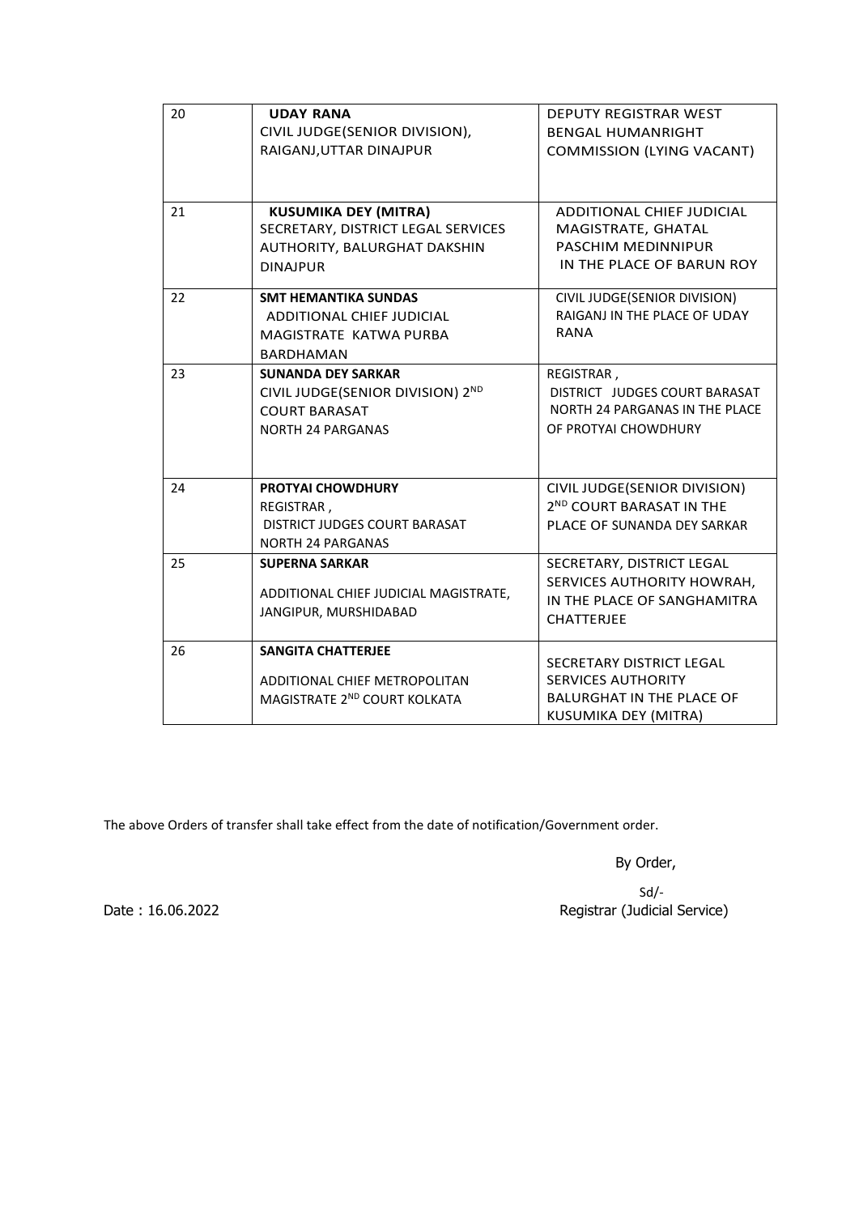| | | |
|---|---|---|
| 20 | **UDAY RANA**<br>CIVIL JUDGE(SENIOR DIVISION), RAIGANJ,UTTAR DINAJPUR | DEPUTY REGISTRAR WEST BENGAL HUMANRIGHT COMMISSION (LYING VACANT) |
| 21 | **KUSUMIKA DEY (MITRA)**<br>SECRETARY, DISTRICT LEGAL SERVICES AUTHORITY, BALURGHAT DAKSHIN DINAJPUR | ADDITIONAL CHIEF JUDICIAL MAGISTRATE, GHATAL PASCHIM MEDINNIPUR IN THE PLACE OF BARUN ROY |
| 22 | **SMT HEMANTIKA SUNDAS**<br>ADDITIONAL CHIEF JUDICIAL MAGISTRATE KATWA PURBA BARDHAMAN | CIVIL JUDGE(SENIOR DIVISION) RAIGANJ IN THE PLACE OF UDAY RANA |
| 23 | **SUNANDA DEY SARKAR**<br>CIVIL JUDGE(SENIOR DIVISION) 2ND COURT BARASAT NORTH 24 PARGANAS | REGISTRAR , DISTRICT JUDGES COURT BARASAT NORTH 24 PARGANAS IN THE PLACE OF PROTYAI CHOWDHURY |
| 24 | **PROTYAI CHOWDHURY**<br>REGISTRAR , DISTRICT JUDGES COURT BARASAT NORTH 24 PARGANAS | CIVIL JUDGE(SENIOR DIVISION) 2ND COURT BARASAT IN THE PLACE OF SUNANDA DEY SARKAR |
| 25 | **SUPERNA SARKAR**<br>ADDITIONAL CHIEF JUDICIAL MAGISTRATE, JANGIPUR, MURSHIDABAD | SECRETARY, DISTRICT LEGAL SERVICES AUTHORITY HOWRAH, IN THE PLACE OF SANGHAMITRA CHATTERJEE |
| 26 | **SANGITA CHATTERJEE**<br>ADDITIONAL CHIEF METROPOLITAN MAGISTRATE 2ND COURT KOLKATA | SECRETARY DISTRICT LEGAL SERVICES AUTHORITY BALURGHAT IN THE PLACE OF KUSUMIKA DEY (MITRA) |

The above Orders of transfer shall take effect from the date of notification/Government order.

By Order,

Sd/-

Date : 16.06.2022

Registrar (Judicial Service)